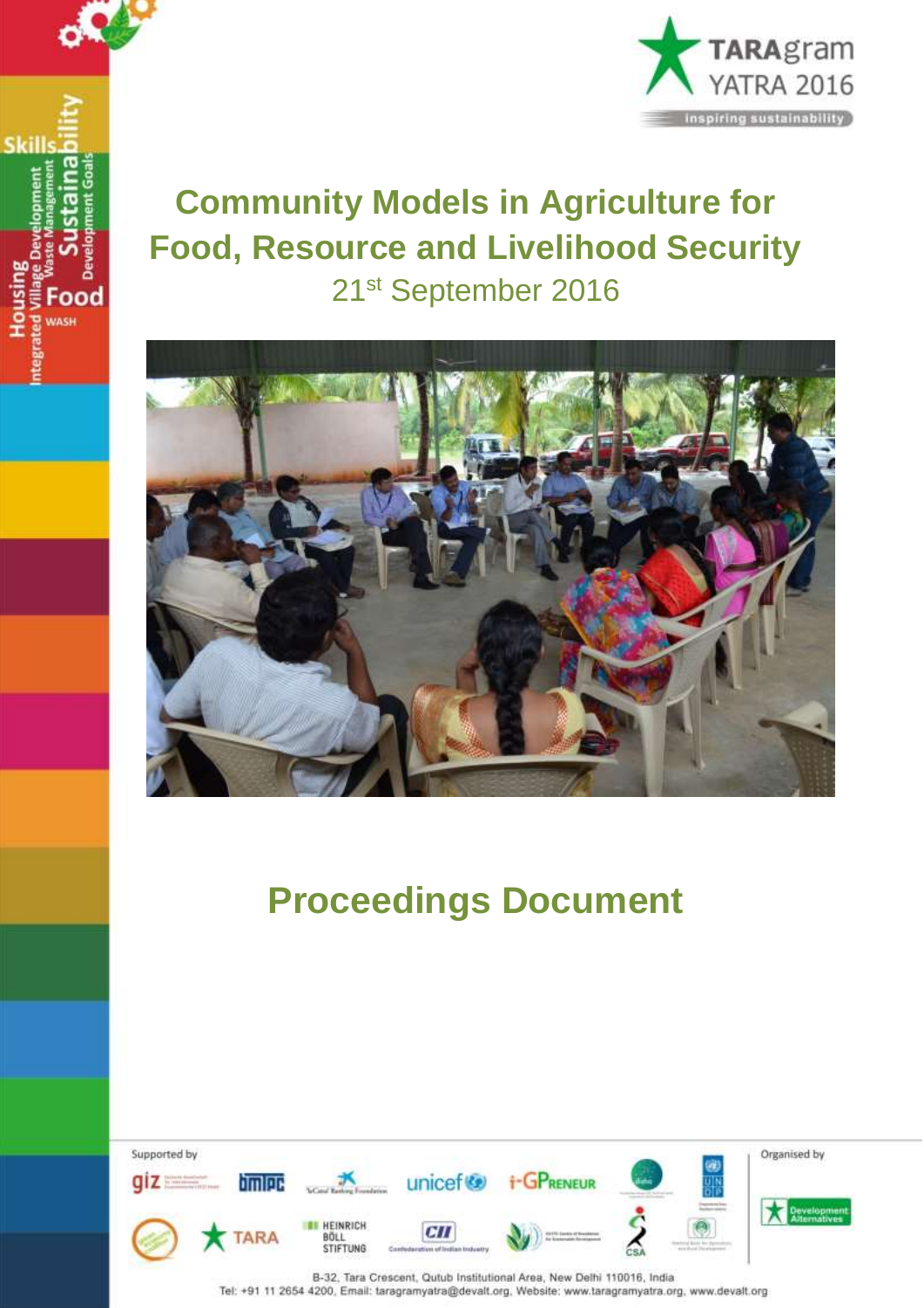TARAgram YATRA 2016

inspiring sustainability

# Community Models in Agriculture for Food, Resource and Livelihood Security

21st September 2016

# Proceedings Document

Supported by

Organised by

B-32, Tara Crescent, Qutub Institutional Area, New Delhi 110016, India

Tel: +91 11 2654 4200, Email: taragramyatra@devalt.org, Website: www.taragramyatra.org, www.devalt.org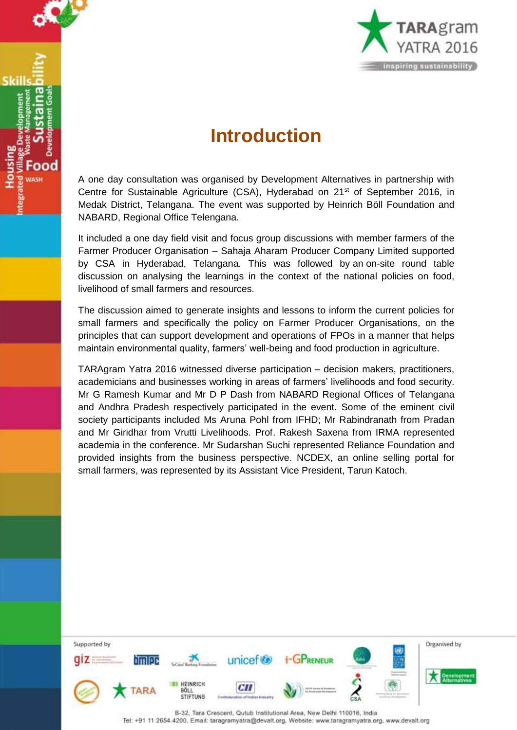# Introduction

A one day consultation was organised by Development Alternatives in partnership with Centre for Sustainable Agriculture (CSA), Hyderabad on 21st of September 2016, in Medak District, Telangana. The event was supported by Heinrich Böll Foundation and NABARD, Regional Office Telengana.

It included a one day field visit and focus group discussions with member farmers of the Farmer Producer Organisation – Sahaja Aharam Producer Company Limited supported by CSA in Hyderabad, Telangana. This was followed by an on-site round table discussion on analysing the learnings in the context of the national policies on food, livelihood of small farmers and resources.

The discussion aimed to generate insights and lessons to inform the current policies for small farmers and specifically the policy on Farmer Producer Organisations, on the principles that can support development and operations of FPOs in a manner that helps maintain environmental quality, farmers' well-being and food production in agriculture.

TARAgram Yatra 2016 witnessed diverse participation – decision makers, practitioners, academicians and businesses working in areas of farmers' livelihoods and food security. Mr G Ramesh Kumar and Mr D P Dash from NABARD Regional Offices of Telangana and Andhra Pradesh respectively participated in the event. Some of the eminent civil society participants included Ms Aruna Pohl from IFHD; Mr Rabindranath from Pradan and Mr Giridhar from Vrutti Livelihoods. Prof. Rakesh Saxena from IRMA represented academia in the conference. Mr Sudarshan Suchi represented Reliance Foundation and provided insights from the business perspective. NCDEX, an online selling portal for small farmers, was represented by its Assistant Vice President, Tarun Katoch.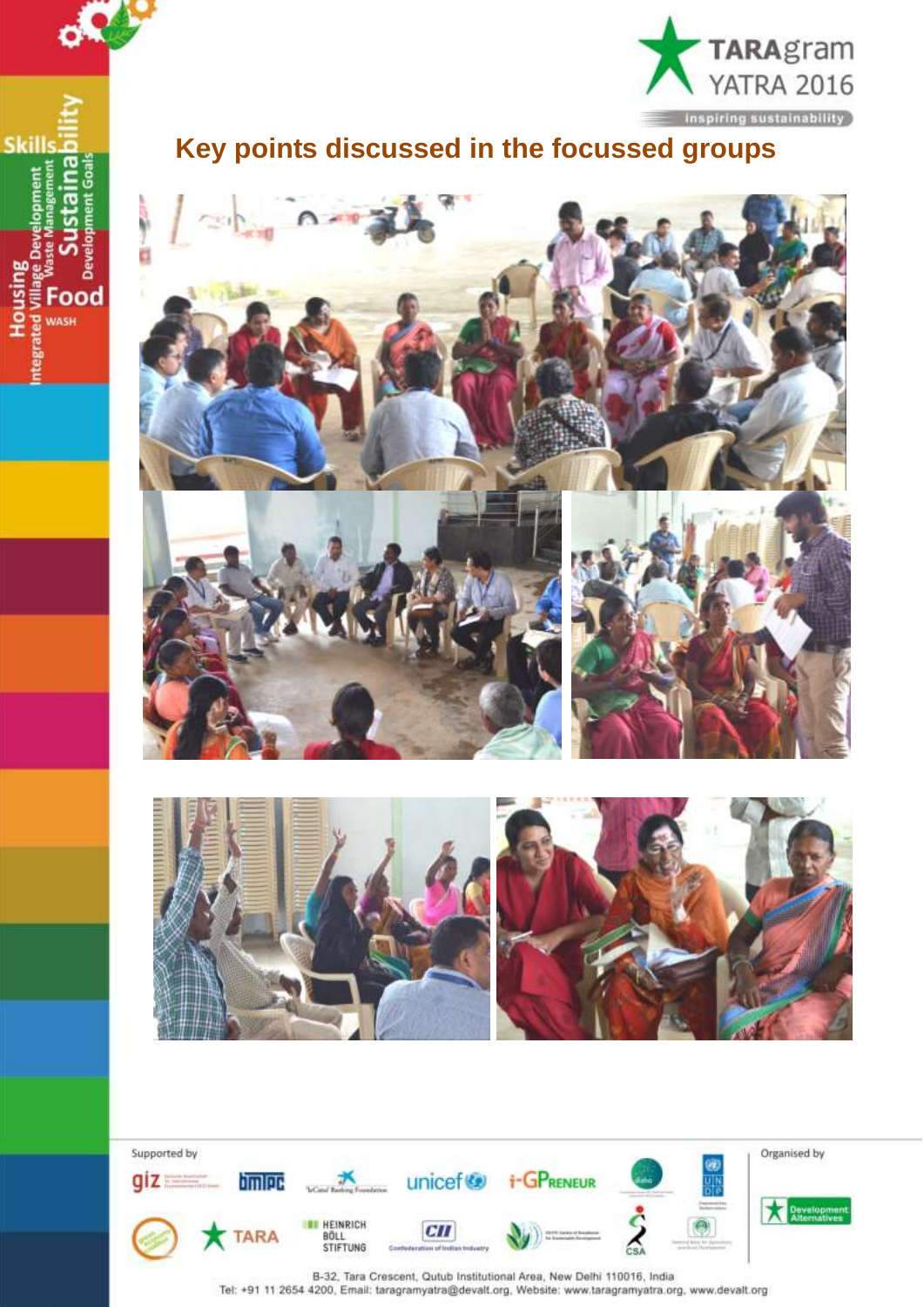## Key points discussed in the focussed groups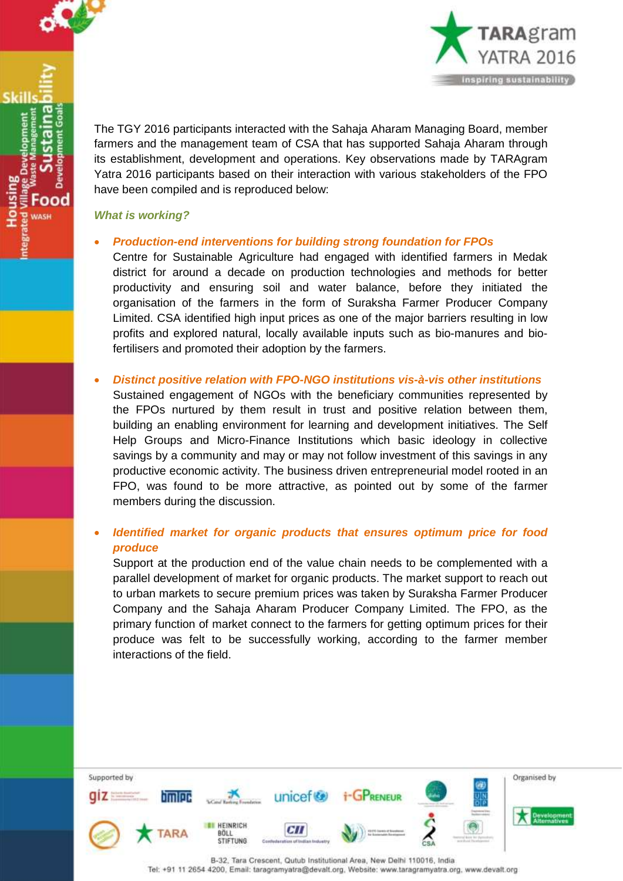The TGY 2016 participants interacted with the Sahaja Aharam Managing Board, member farmers and the management team of CSA that has supported Sahaja Aharam through its establishment, development and operations. Key observations made by TARAgram Yatra 2016 participants based on their interaction with various stakeholders of the FPO have been compiled and is reproduced below:

***What is working?***

- ***Production-end interventions for building strong foundation for FPOs***
  Centre for Sustainable Agriculture had engaged with identified farmers in Medak district for around a decade on production technologies and methods for better productivity and ensuring soil and water balance, before they initiated the organisation of the farmers in the form of Suraksha Farmer Producer Company Limited. CSA identified high input prices as one of the major barriers resulting in low profits and explored natural, locally available inputs such as bio-manures and bio-fertilisers and promoted their adoption by the farmers.

- ***Distinct positive relation with FPO-NGO institutions vis-à-vis other institutions***
  Sustained engagement of NGOs with the beneficiary communities represented by the FPOs nurtured by them result in trust and positive relation between them, building an enabling environment for learning and development initiatives. The Self Help Groups and Micro-Finance Institutions which basic ideology in collective savings by a community and may or may not follow investment of this savings in any productive economic activity. The business driven entrepreneurial model rooted in an FPO, was found to be more attractive, as pointed out by some of the farmer members during the discussion.

- ***Identified market for organic products that ensures optimum price for food produce***
  Support at the production end of the value chain needs to be complemented with a parallel development of market for organic products. The market support to reach out to urban markets to secure premium prices was taken by Suraksha Farmer Producer Company and the Sahaja Aharam Producer Company Limited. The FPO, as the primary function of market connect to the farmers for getting optimum prices for their produce was felt to be successfully working, according to the farmer member interactions of the field.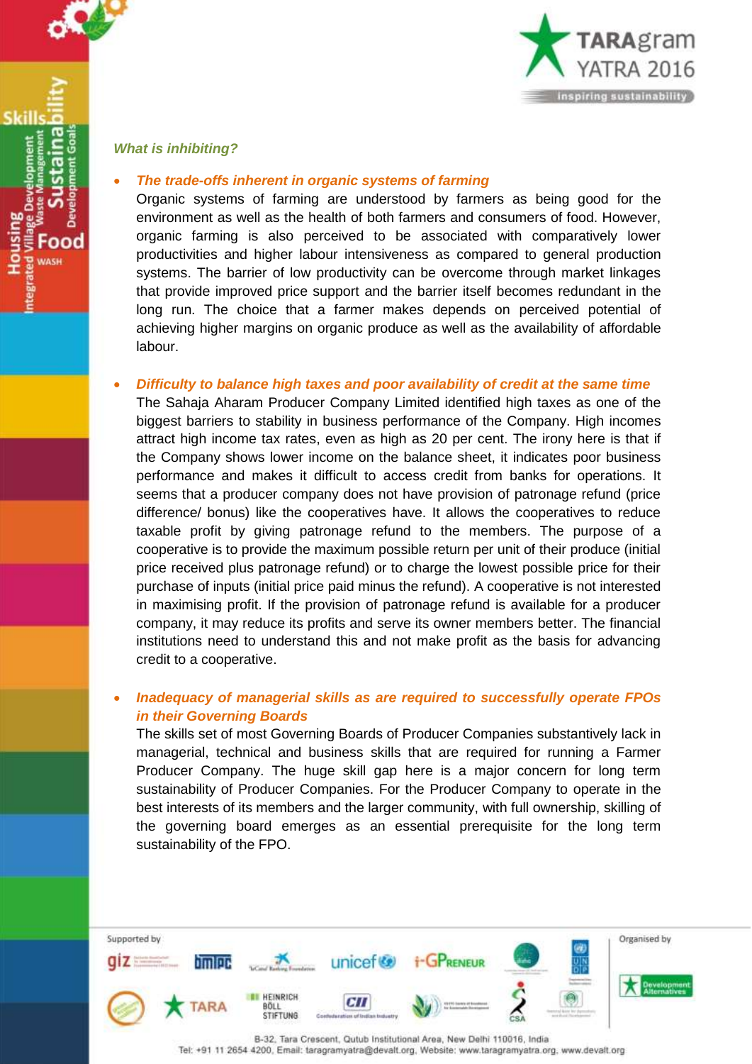*What is inhibiting?*

- ***The trade-offs inherent in organic systems of farming***

  Organic systems of farming are understood by farmers as being good for the environment as well as the health of both farmers and consumers of food. However, organic farming is also perceived to be associated with comparatively lower productivities and higher labour intensiveness as compared to general production systems. The barrier of low productivity can be overcome through market linkages that provide improved price support and the barrier itself becomes redundant in the long run. The choice that a farmer makes depends on perceived potential of achieving higher margins on organic produce as well as the availability of affordable labour.

- ***Difficulty to balance high taxes and poor availability of credit at the same time***

  The Sahaja Aharam Producer Company Limited identified high taxes as one of the biggest barriers to stability in business performance of the Company. High incomes attract high income tax rates, even as high as 20 per cent. The irony here is that if the Company shows lower income on the balance sheet, it indicates poor business performance and makes it difficult to access credit from banks for operations. It seems that a producer company does not have provision of patronage refund (price difference/ bonus) like the cooperatives have. It allows the cooperatives to reduce taxable profit by giving patronage refund to the members. The purpose of a cooperative is to provide the maximum possible return per unit of their produce (initial price received plus patronage refund) or to charge the lowest possible price for their purchase of inputs (initial price paid minus the refund). A cooperative is not interested in maximising profit. If the provision of patronage refund is available for a producer company, it may reduce its profits and serve its owner members better. The financial institutions need to understand this and not make profit as the basis for advancing credit to a cooperative.

- ***Inadequacy of managerial skills as are required to successfully operate FPOs in their Governing Boards***

  The skills set of most Governing Boards of Producer Companies substantively lack in managerial, technical and business skills that are required for running a Farmer Producer Company. The huge skill gap here is a major concern for long term sustainability of Producer Companies. For the Producer Company to operate in the best interests of its members and the larger community, with full ownership, skilling of the governing board emerges as an essential prerequisite for the long term sustainability of the FPO.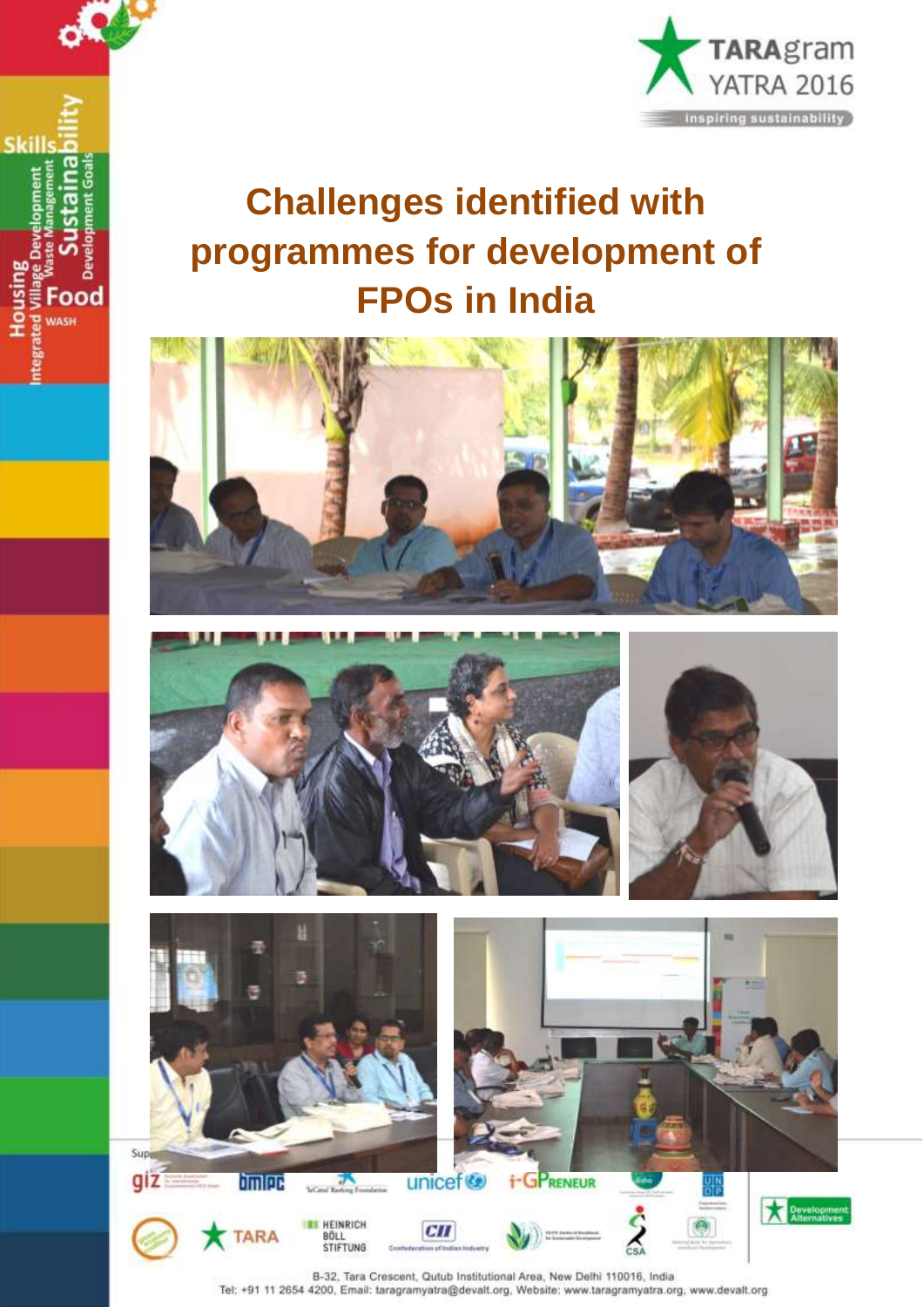# Challenges identified with programmes for development of FPOs in India

B-32, Tara Crescent, Qutub Institutional Area, New Delhi 110016, India
Tel: +91 11 2654 4200, Email: taragramyatra@devalt.org, Website: www.taragramyatra.org, www.devalt.org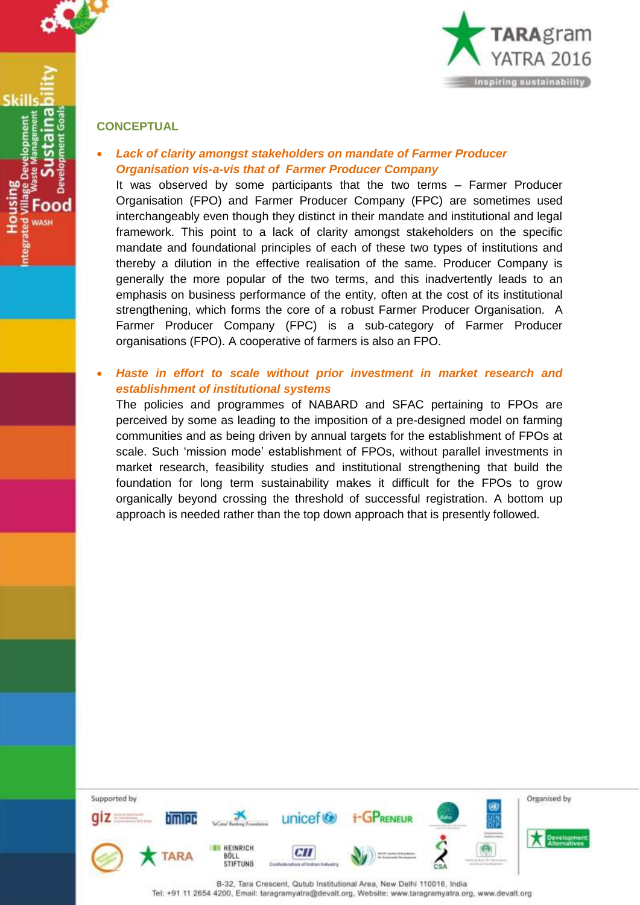## CONCEPTUAL

- ***Lack of clarity amongst stakeholders on mandate of Farmer Producer Organisation vis-a-vis that of Farmer Producer Company***

  It was observed by some participants that the two terms – Farmer Producer Organisation (FPO) and Farmer Producer Company (FPC) are sometimes used interchangeably even though they distinct in their mandate and institutional and legal framework. This point to a lack of clarity amongst stakeholders on the specific mandate and foundational principles of each of these two types of institutions and thereby a dilution in the effective realisation of the same. Producer Company is generally the more popular of the two terms, and this inadvertently leads to an emphasis on business performance of the entity, often at the cost of its institutional strengthening, which forms the core of a robust Farmer Producer Organisation. A Farmer Producer Company (FPC) is a sub-category of Farmer Producer organisations (FPO). A cooperative of farmers is also an FPO.

- ***Haste in effort to scale without prior investment in market research and establishment of institutional systems***

  The policies and programmes of NABARD and SFAC pertaining to FPOs are perceived by some as leading to the imposition of a pre-designed model on farming communities and as being driven by annual targets for the establishment of FPOs at scale. Such 'mission mode' establishment of FPOs, without parallel investments in market research, feasibility studies and institutional strengthening that build the foundation for long term sustainability makes it difficult for the FPOs to grow organically beyond crossing the threshold of successful registration. A bottom up approach is needed rather than the top down approach that is presently followed.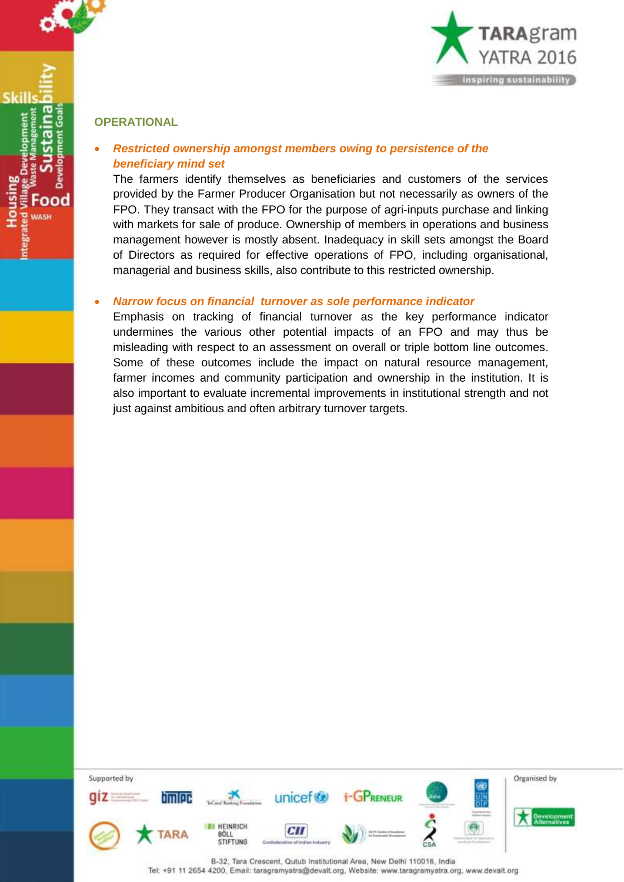## OPERATIONAL

- ***Restricted ownership amongst members owing to persistence of the beneficiary mind set***
  The farmers identify themselves as beneficiaries and customers of the services provided by the Farmer Producer Organisation but not necessarily as owners of the FPO. They transact with the FPO for the purpose of agri-inputs purchase and linking with markets for sale of produce. Ownership of members in operations and business management however is mostly absent. Inadequacy in skill sets amongst the Board of Directors as required for effective operations of FPO, including organisational, managerial and business skills, also contribute to this restricted ownership.

- ***Narrow focus on financial turnover as sole performance indicator***
  Emphasis on tracking of financial turnover as the key performance indicator undermines the various other potential impacts of an FPO and may thus be misleading with respect to an assessment on overall or triple bottom line outcomes. Some of these outcomes include the impact on natural resource management, farmer incomes and community participation and ownership in the institution. It is also important to evaluate incremental improvements in institutional strength and not just against ambitious and often arbitrary turnover targets.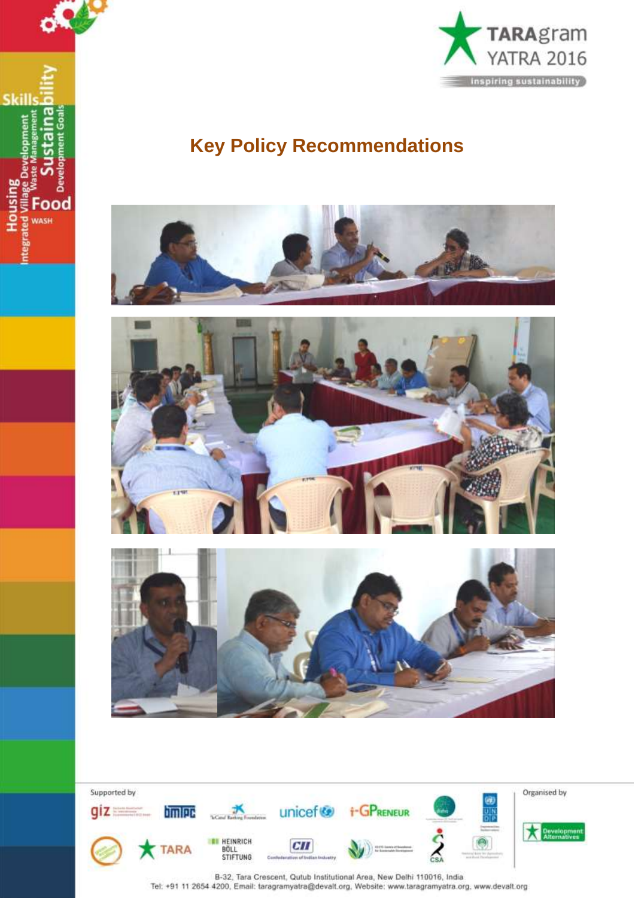# Key Policy Recommendations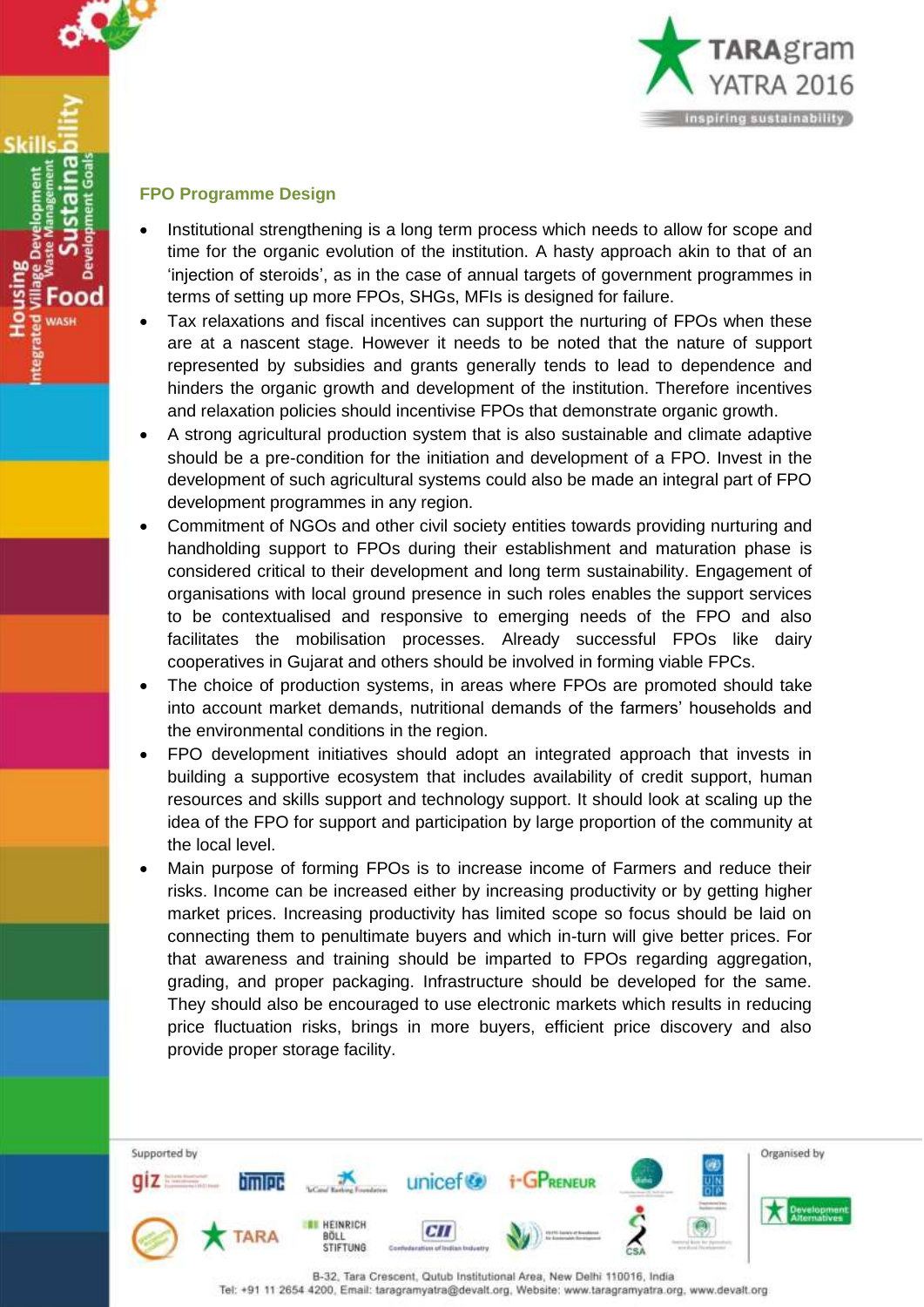## FPO Programme Design

- Institutional strengthening is a long term process which needs to allow for scope and time for the organic evolution of the institution. A hasty approach akin to that of an 'injection of steroids', as in the case of annual targets of government programmes in terms of setting up more FPOs, SHGs, MFIs is designed for failure.
- Tax relaxations and fiscal incentives can support the nurturing of FPOs when these are at a nascent stage. However it needs to be noted that the nature of support represented by subsidies and grants generally tends to lead to dependence and hinders the organic growth and development of the institution. Therefore incentives and relaxation policies should incentivise FPOs that demonstrate organic growth.
- A strong agricultural production system that is also sustainable and climate adaptive should be a pre-condition for the initiation and development of a FPO. Invest in the development of such agricultural systems could also be made an integral part of FPO development programmes in any region.
- Commitment of NGOs and other civil society entities towards providing nurturing and handholding support to FPOs during their establishment and maturation phase is considered critical to their development and long term sustainability. Engagement of organisations with local ground presence in such roles enables the support services to be contextualised and responsive to emerging needs of the FPO and also facilitates the mobilisation processes. Already successful FPOs like dairy cooperatives in Gujarat and others should be involved in forming viable FPCs.
- The choice of production systems, in areas where FPOs are promoted should take into account market demands, nutritional demands of the farmers' households and the environmental conditions in the region.
- FPO development initiatives should adopt an integrated approach that invests in building a supportive ecosystem that includes availability of credit support, human resources and skills support and technology support. It should look at scaling up the idea of the FPO for support and participation by large proportion of the community at the local level.
- Main purpose of forming FPOs is to increase income of Farmers and reduce their risks. Income can be increased either by increasing productivity or by getting higher market prices. Increasing productivity has limited scope so focus should be laid on connecting them to penultimate buyers and which in-turn will give better prices. For that awareness and training should be imparted to FPOs regarding aggregation, grading, and proper packaging. Infrastructure should be developed for the same. They should also be encouraged to use electronic markets which results in reducing price fluctuation risks, brings in more buyers, efficient price discovery and also provide proper storage facility.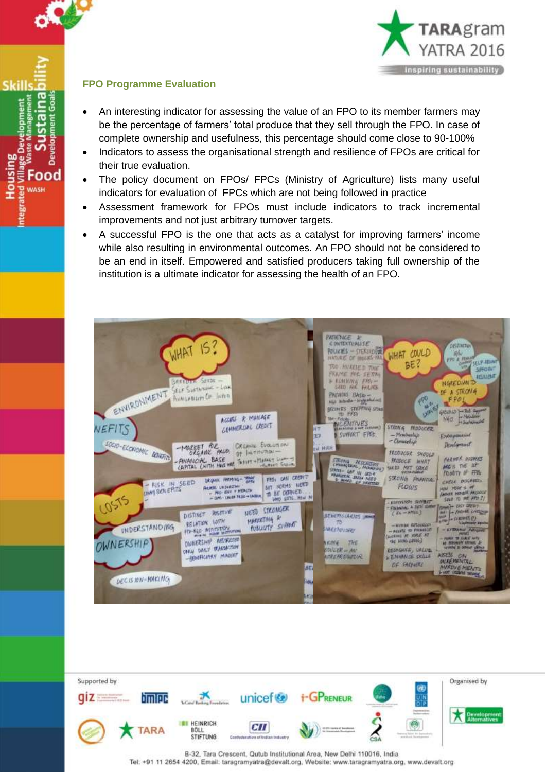## FPO Programme Evaluation

- An interesting indicator for assessing the value of an FPO to its member farmers may be the percentage of farmers' total produce that they sell through the FPO. In case of complete ownership and usefulness, this percentage should come close to 90-100%
- Indicators to assess the organisational strength and resilience of FPOs are critical for their true evaluation.
- The policy document on FPOs/ FPCs (Ministry of Agriculture) lists many useful indicators for evaluation of FPCs which are not being followed in practice
- Assessment framework for FPOs must include indicators to track incremental improvements and not just arbitrary turnover targets.
- A successful FPO is the one that acts as a catalyst for improving farmers' income while also resulting in environmental outcomes. An FPO should not be considered to be an end in itself. Empowered and satisfied producers taking full ownership of the institution is a ultimate indicator for assessing the health of an FPO.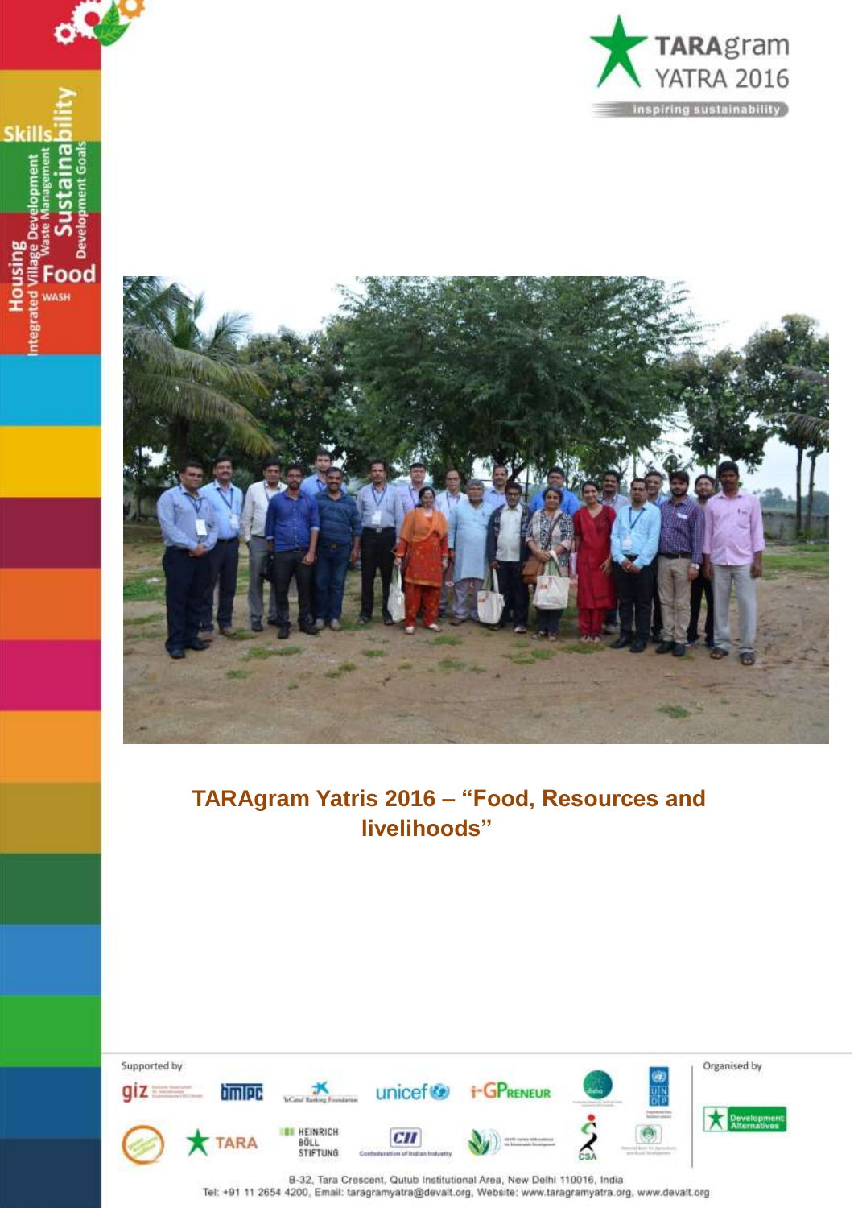TARAgram YATRA 2016

inspiring sustainability

**TARAgram Yatris 2016 – "Food, Resources and livelihoods"**

Supported by

Organised by

B-32, Tara Crescent, Qutub Institutional Area, New Delhi 110016, India
Tel: +91 11 2654 4200, Email: taragramyatra@devalt.org, Website: www.taragramyatra.org, www.devalt.org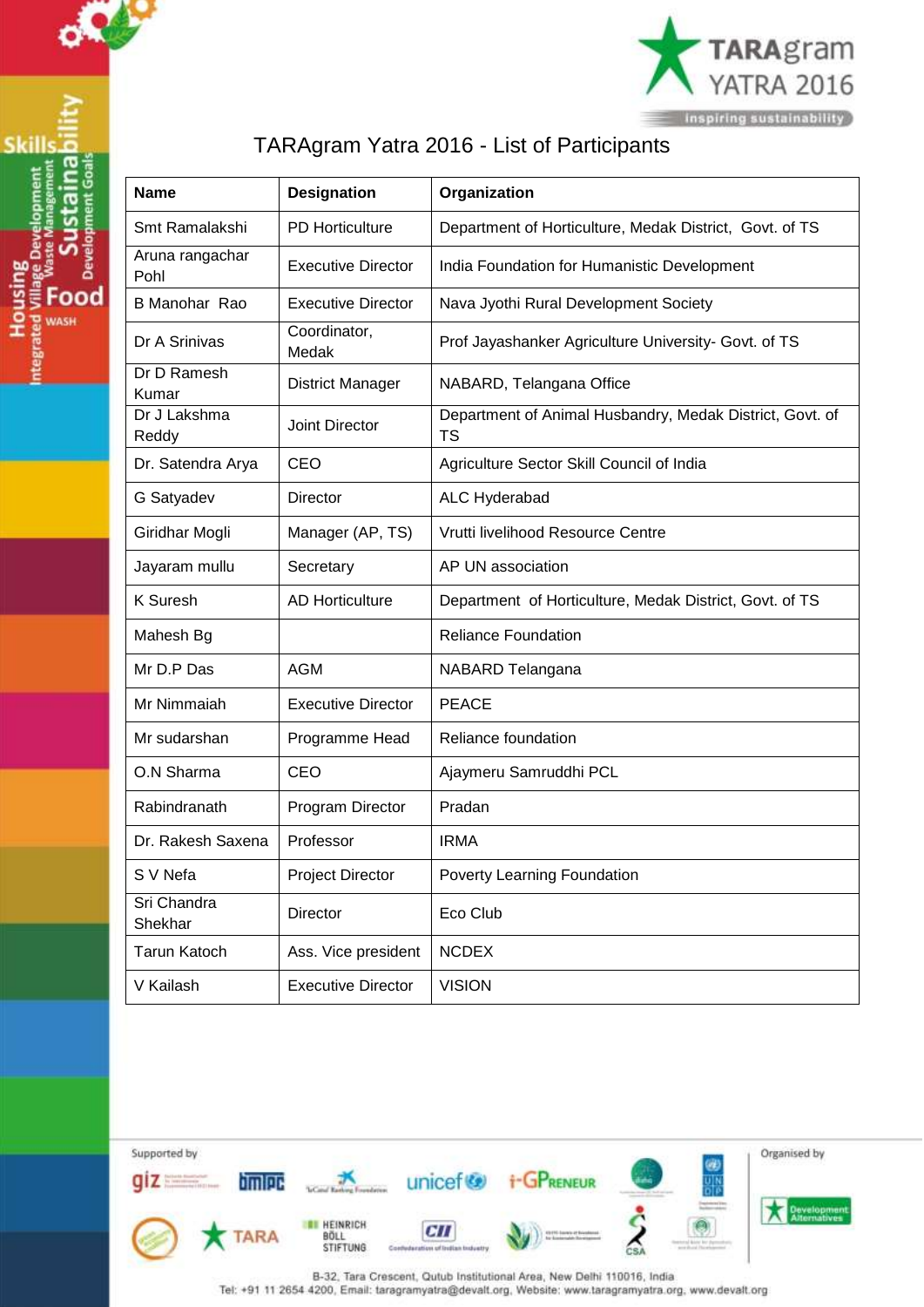# TARAgram Yatra 2016 - List of Participants

| Name | Designation | Organization |
|---|---|---|
| Smt Ramalakshi | PD Horticulture | Department of Horticulture, Medak District, Govt. of TS |
| Aruna rangachar Pohl | Executive Director | India Foundation for Humanistic Development |
| B Manohar Rao | Executive Director | Nava Jyothi Rural Development Society |
| Dr A Srinivas | Coordinator, Medak | Prof Jayashanker Agriculture University- Govt. of TS |
| Dr D Ramesh Kumar | District Manager | NABARD, Telangana Office |
| Dr J Lakshma Reddy | Joint Director | Department of Animal Husbandry, Medak District, Govt. of TS |
| Dr. Satendra Arya | CEO | Agriculture Sector Skill Council of India |
| G Satyadev | Director | ALC Hyderabad |
| Giridhar Mogli | Manager (AP, TS) | Vrutti livelihood Resource Centre |
| Jayaram mullu | Secretary | AP UN association |
| K Suresh | AD Horticulture | Department of Horticulture, Medak District, Govt. of TS |
| Mahesh Bg | | Reliance Foundation |
| Mr D.P Das | AGM | NABARD Telangana |
| Mr Nimmaiah | Executive Director | PEACE |
| Mr sudarshan | Programme Head | Reliance foundation |
| O.N Sharma | CEO | Ajaymeru Samruddhi PCL |
| Rabindranath | Program Director | Pradan |
| Dr. Rakesh Saxena | Professor | IRMA |
| S V Nefa | Project Director | Poverty Learning Foundation |
| Sri Chandra Shekhar | Director | Eco Club |
| Tarun Katoch | Ass. Vice president | NCDEX |
| V Kailash | Executive Director | VISION |